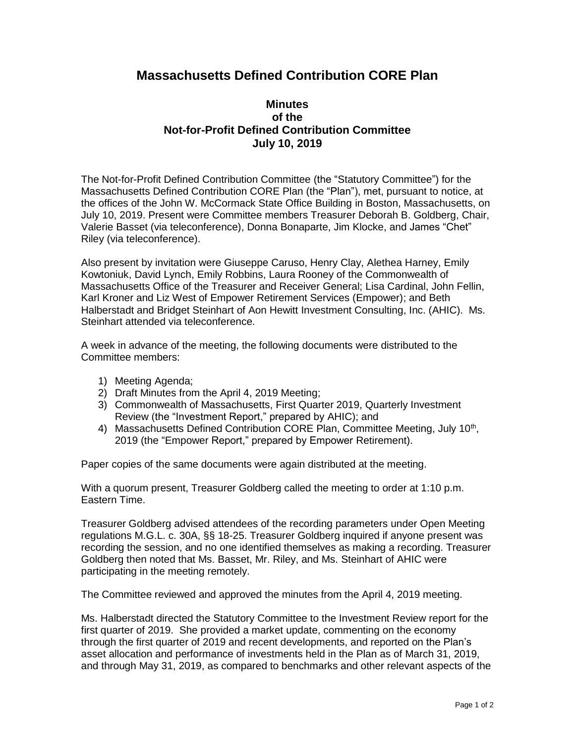# Massachusetts Defined Contribution CORE Plan

## Minutes
## of the
## Not-for-Profit Defined Contribution Committee
## July 10, 2019

The Not-for-Profit Defined Contribution Committee (the "Statutory Committee") for the Massachusetts Defined Contribution CORE Plan (the "Plan"), met, pursuant to notice, at the offices of the John W. McCormack State Office Building in Boston, Massachusetts, on July 10, 2019. Present were Committee members Treasurer Deborah B. Goldberg, Chair, Valerie Basset (via teleconference), Donna Bonaparte, Jim Klocke, and James "Chet" Riley (via teleconference).

Also present by invitation were Giuseppe Caruso, Henry Clay, Alethea Harney, Emily Kowtoniuk, David Lynch, Emily Robbins, Laura Rooney of the Commonwealth of Massachusetts Office of the Treasurer and Receiver General; Lisa Cardinal, John Fellin, Karl Kroner and Liz West of Empower Retirement Services (Empower); and Beth Halberstadt and Bridget Steinhart of Aon Hewitt Investment Consulting, Inc. (AHIC). Ms. Steinhart attended via teleconference.

A week in advance of the meeting, the following documents were distributed to the Committee members:

1) Meeting Agenda;
2) Draft Minutes from the April 4, 2019 Meeting;
3) Commonwealth of Massachusetts, First Quarter 2019, Quarterly Investment Review (the "Investment Report," prepared by AHIC); and
4) Massachusetts Defined Contribution CORE Plan, Committee Meeting, July 10th, 2019 (the "Empower Report," prepared by Empower Retirement).

Paper copies of the same documents were again distributed at the meeting.

With a quorum present, Treasurer Goldberg called the meeting to order at 1:10 p.m. Eastern Time.

Treasurer Goldberg advised attendees of the recording parameters under Open Meeting regulations M.G.L. c. 30A, §§ 18-25. Treasurer Goldberg inquired if anyone present was recording the session, and no one identified themselves as making a recording. Treasurer Goldberg then noted that Ms. Basset, Mr. Riley, and Ms. Steinhart of AHIC were participating in the meeting remotely.

The Committee reviewed and approved the minutes from the April 4, 2019 meeting.

Ms. Halberstadt directed the Statutory Committee to the Investment Review report for the first quarter of 2019. She provided a market update, commenting on the economy through the first quarter of 2019 and recent developments, and reported on the Plan's asset allocation and performance of investments held in the Plan as of March 31, 2019, and through May 31, 2019, as compared to benchmarks and other relevant aspects of the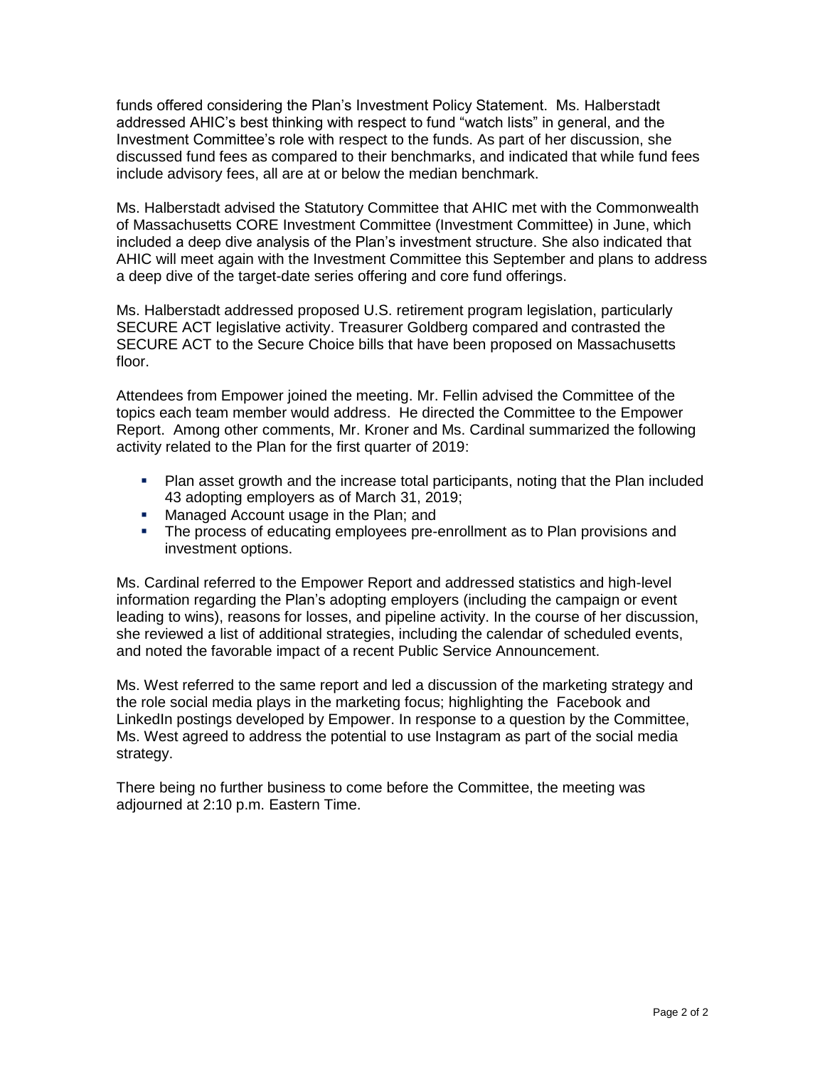funds offered considering the Plan's Investment Policy Statement. Ms. Halberstadt addressed AHIC's best thinking with respect to fund "watch lists" in general, and the Investment Committee's role with respect to the funds. As part of her discussion, she discussed fund fees as compared to their benchmarks, and indicated that while fund fees include advisory fees, all are at or below the median benchmark.

Ms. Halberstadt advised the Statutory Committee that AHIC met with the Commonwealth of Massachusetts CORE Investment Committee (Investment Committee) in June, which included a deep dive analysis of the Plan's investment structure. She also indicated that AHIC will meet again with the Investment Committee this September and plans to address a deep dive of the target-date series offering and core fund offerings.

Ms. Halberstadt addressed proposed U.S. retirement program legislation, particularly SECURE ACT legislative activity. Treasurer Goldberg compared and contrasted the SECURE ACT to the Secure Choice bills that have been proposed on Massachusetts floor.

Attendees from Empower joined the meeting. Mr. Fellin advised the Committee of the topics each team member would address. He directed the Committee to the Empower Report. Among other comments, Mr. Kroner and Ms. Cardinal summarized the following activity related to the Plan for the first quarter of 2019:

- Plan asset growth and the increase total participants, noting that the Plan included 43 adopting employers as of March 31, 2019;
- Managed Account usage in the Plan; and
- The process of educating employees pre-enrollment as to Plan provisions and investment options.

Ms. Cardinal referred to the Empower Report and addressed statistics and high-level information regarding the Plan's adopting employers (including the campaign or event leading to wins), reasons for losses, and pipeline activity. In the course of her discussion, she reviewed a list of additional strategies, including the calendar of scheduled events, and noted the favorable impact of a recent Public Service Announcement.

Ms. West referred to the same report and led a discussion of the marketing strategy and the role social media plays in the marketing focus; highlighting the Facebook and LinkedIn postings developed by Empower. In response to a question by the Committee, Ms. West agreed to address the potential to use Instagram as part of the social media strategy.

There being no further business to come before the Committee, the meeting was adjourned at 2:10 p.m. Eastern Time.